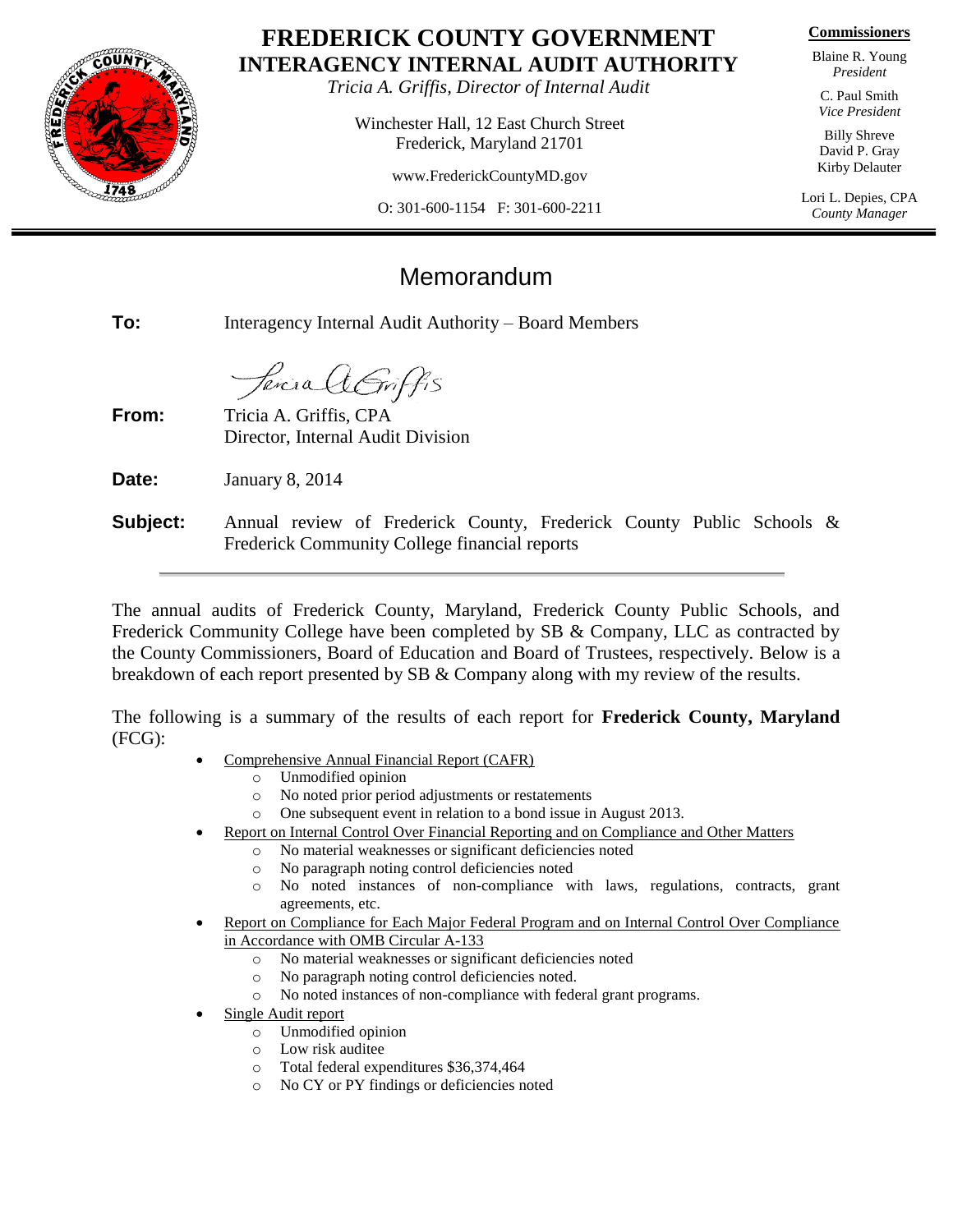# FREDERICK COUNTY GOVERNMENT
## INTERAGENCY INTERNAL AUDIT AUTHORITY

*Tricia A. Griffis, Director of Internal Audit*

Winchester Hall, 12 East Church Street
Frederick, Maryland 21701

www.FrederickCountyMD.gov

O: 301-600-1154 F: 301-600-2211

**Commissioners**

Blaine R. Young
*President*

C. Paul Smith
*Vice President*

Billy Shreve
David P. Gray
Kirby Delauter

Lori L. Depies, CPA
*County Manager*

---

# Memorandum

**To:** Interagency Internal Audit Authority – Board Members

**From:** Tricia A. Griffis, CPA
Director, Internal Audit Division

**Date:** January 8, 2014

**Subject:** Annual review of Frederick County, Frederick County Public Schools & Frederick Community College financial reports

---

The annual audits of Frederick County, Maryland, Frederick County Public Schools, and Frederick Community College have been completed by SB & Company, LLC as contracted by the County Commissioners, Board of Education and Board of Trustees, respectively. Below is a breakdown of each report presented by SB & Company along with my review of the results.

The following is a summary of the results of each report for **Frederick County, Maryland** (FCG):

- Comprehensive Annual Financial Report (CAFR)
  - Unmodified opinion
  - No noted prior period adjustments or restatements
  - One subsequent event in relation to a bond issue in August 2013.
- Report on Internal Control Over Financial Reporting and on Compliance and Other Matters
  - No material weaknesses or significant deficiencies noted
  - No paragraph noting control deficiencies noted
  - No noted instances of non-compliance with laws, regulations, contracts, grant agreements, etc.
- Report on Compliance for Each Major Federal Program and on Internal Control Over Compliance in Accordance with OMB Circular A-133
  - No material weaknesses or significant deficiencies noted
  - No paragraph noting control deficiencies noted.
  - No noted instances of non-compliance with federal grant programs.
- Single Audit report
  - Unmodified opinion
  - Low risk auditee
  - Total federal expenditures $36,374,464
  - No CY or PY findings or deficiencies noted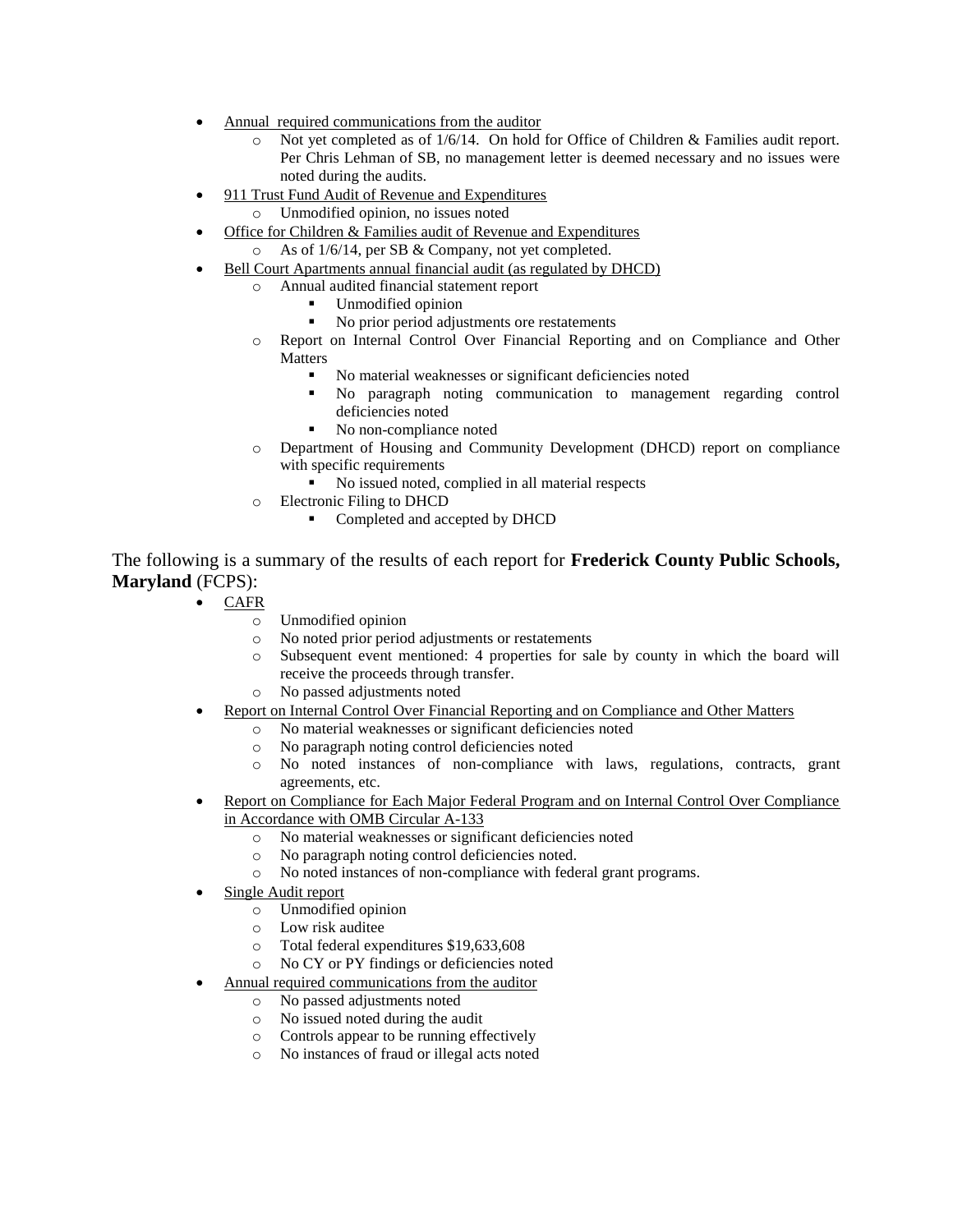- Annual required communications from the auditor
    - Not yet completed as of 1/6/14. On hold for Office of Children & Families audit report. Per Chris Lehman of SB, no management letter is deemed necessary and no issues were noted during the audits.
- 911 Trust Fund Audit of Revenue and Expenditures
    - Unmodified opinion, no issues noted
- Office for Children & Families audit of Revenue and Expenditures
    - As of 1/6/14, per SB & Company, not yet completed.
- Bell Court Apartments annual financial audit (as regulated by DHCD)
    - Annual audited financial statement report
        - Unmodified opinion
        - No prior period adjustments ore restatements
    - Report on Internal Control Over Financial Reporting and on Compliance and Other Matters
        - No material weaknesses or significant deficiencies noted
        - No paragraph noting communication to management regarding control deficiencies noted
        - No non-compliance noted
    - Department of Housing and Community Development (DHCD) report on compliance with specific requirements
        - No issued noted, complied in all material respects
    - Electronic Filing to DHCD
        - Completed and accepted by DHCD

The following is a summary of the results of each report for **Frederick County Public Schools, Maryland** (FCPS):

- CAFR
    - Unmodified opinion
    - No noted prior period adjustments or restatements
    - Subsequent event mentioned: 4 properties for sale by county in which the board will receive the proceeds through transfer.
    - No passed adjustments noted
- Report on Internal Control Over Financial Reporting and on Compliance and Other Matters
    - No material weaknesses or significant deficiencies noted
    - No paragraph noting control deficiencies noted
    - No noted instances of non-compliance with laws, regulations, contracts, grant agreements, etc.
- Report on Compliance for Each Major Federal Program and on Internal Control Over Compliance in Accordance with OMB Circular A-133
    - No material weaknesses or significant deficiencies noted
    - No paragraph noting control deficiencies noted.
    - No noted instances of non-compliance with federal grant programs.
- Single Audit report
    - Unmodified opinion
    - Low risk auditee
    - Total federal expenditures $19,633,608
    - No CY or PY findings or deficiencies noted
- Annual required communications from the auditor
    - No passed adjustments noted
    - No issued noted during the audit
    - Controls appear to be running effectively
    - No instances of fraud or illegal acts noted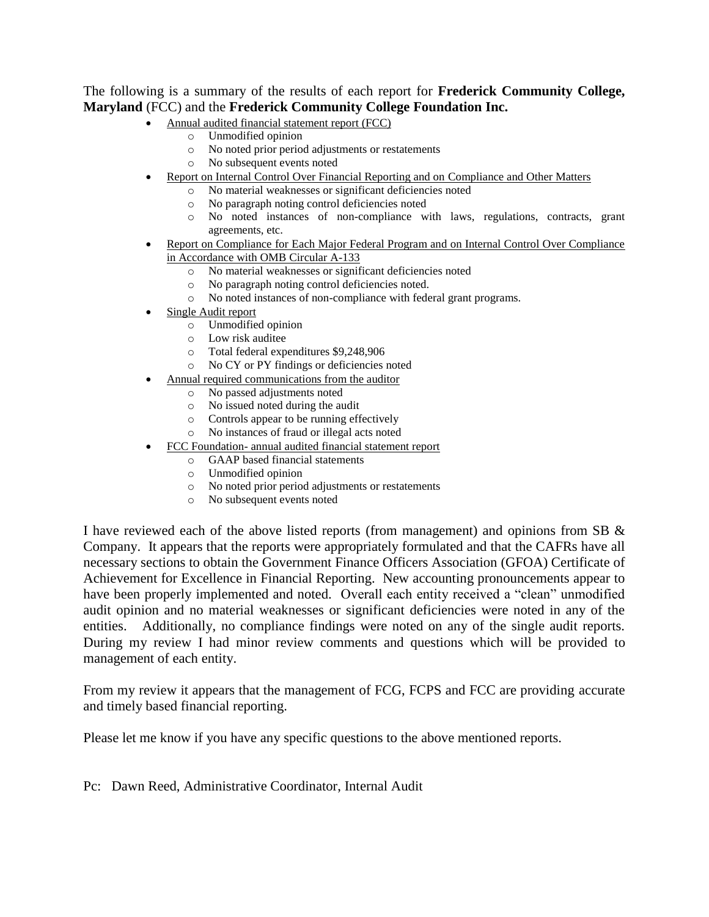The following is a summary of the results of each report for **Frederick Community College, Maryland** (FCC) and the **Frederick Community College Foundation Inc.**

- Annual audited financial statement report (FCC)
  - Unmodified opinion
  - No noted prior period adjustments or restatements
  - No subsequent events noted
- Report on Internal Control Over Financial Reporting and on Compliance and Other Matters
  - No material weaknesses or significant deficiencies noted
  - No paragraph noting control deficiencies noted
  - No noted instances of non-compliance with laws, regulations, contracts, grant agreements, etc.
- Report on Compliance for Each Major Federal Program and on Internal Control Over Compliance in Accordance with OMB Circular A-133
  - No material weaknesses or significant deficiencies noted
  - No paragraph noting control deficiencies noted.
  - No noted instances of non-compliance with federal grant programs.
- Single Audit report
  - Unmodified opinion
  - Low risk auditee
  - Total federal expenditures $9,248,906
  - No CY or PY findings or deficiencies noted
- Annual required communications from the auditor
  - No passed adjustments noted
  - No issued noted during the audit
  - Controls appear to be running effectively
  - No instances of fraud or illegal acts noted
- FCC Foundation- annual audited financial statement report
  - GAAP based financial statements
  - Unmodified opinion
  - No noted prior period adjustments or restatements
  - No subsequent events noted

I have reviewed each of the above listed reports (from management) and opinions from SB & Company. It appears that the reports were appropriately formulated and that the CAFRs have all necessary sections to obtain the Government Finance Officers Association (GFOA) Certificate of Achievement for Excellence in Financial Reporting. New accounting pronouncements appear to have been properly implemented and noted. Overall each entity received a "clean" unmodified audit opinion and no material weaknesses or significant deficiencies were noted in any of the entities. Additionally, no compliance findings were noted on any of the single audit reports. During my review I had minor review comments and questions which will be provided to management of each entity.

From my review it appears that the management of FCG, FCPS and FCC are providing accurate and timely based financial reporting.

Please let me know if you have any specific questions to the above mentioned reports.

Pc: Dawn Reed, Administrative Coordinator, Internal Audit